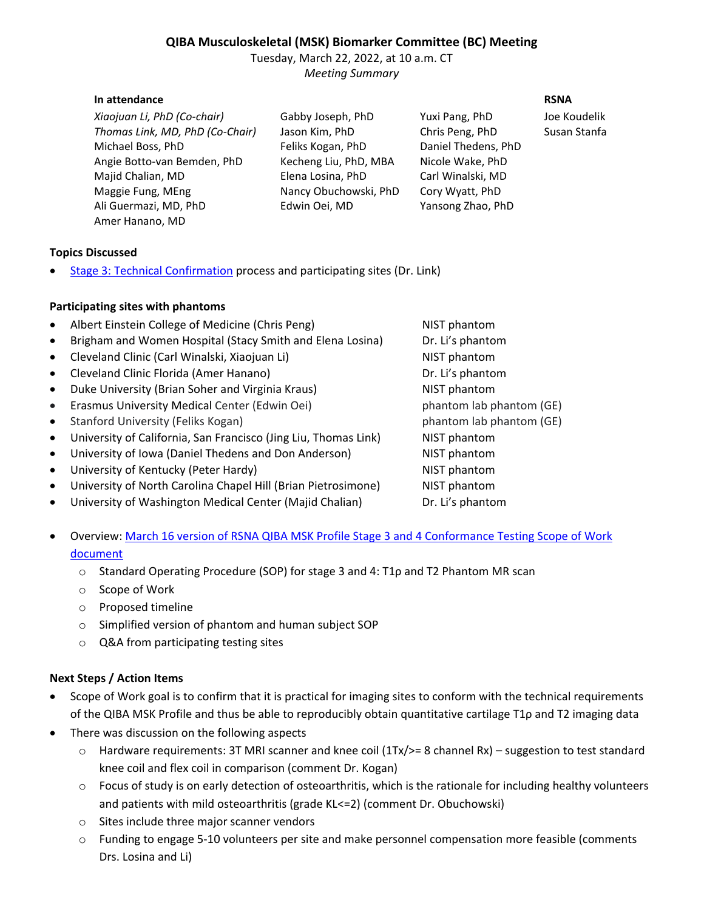# QIBA Musculoskeletal (MSK) Biomarker Committee (BC) Meeting

Tuesday, March 22, 2022, at 10 a.m. CT

*Meeting Summary*

| In attendance | | | RSNA |
|---|---|---|---|
| *Xiaojuan Li, PhD (Co-chair)* | Gabby Joseph, PhD | Yuxi Pang, PhD | Joe Koudelik |
| *Thomas Link, MD, PhD (Co-Chair)* | Jason Kim, PhD | Chris Peng, PhD | Susan Stanfa |
| Michael Boss, PhD | Feliks Kogan, PhD | Daniel Thedens, PhD | |
| Angie Botto-van Bemden, PhD | Kecheng Liu, PhD, MBA | Nicole Wake, PhD | |
| Majid Chalian, MD | Elena Losina, PhD | Carl Winalski, MD | |
| Maggie Fung, MEng | Nancy Obuchowski, PhD | Cory Wyatt, PhD | |
| Ali Guermazi, MD, PhD | Edwin Oei, MD | Yansong Zhao, PhD | |
| Amer Hanano, MD | | | |

**Topics Discussed**

- Stage 3: Technical Confirmation process and participating sites (Dr. Link)

**Participating sites with phantoms**

- Albert Einstein College of Medicine (Chris Peng) — NIST phantom
- Brigham and Women Hospital (Stacy Smith and Elena Losina) — Dr. Li's phantom
- Cleveland Clinic (Carl Winalski, Xiaojuan Li) — NIST phantom
- Cleveland Clinic Florida (Amer Hanano) — Dr. Li's phantom
- Duke University (Brian Soher and Virginia Kraus) — NIST phantom
- Erasmus University Medical Center (Edwin Oei) — phantom lab phantom (GE)
- Stanford University (Feliks Kogan) — phantom lab phantom (GE)
- University of California, San Francisco (Jing Liu, Thomas Link) — NIST phantom
- University of Iowa (Daniel Thedens and Don Anderson) — NIST phantom
- University of Kentucky (Peter Hardy) — NIST phantom
- University of North Carolina Chapel Hill (Brian Pietrosimone) — NIST phantom
- University of Washington Medical Center (Majid Chalian) — Dr. Li's phantom

- Overview: March 16 version of RSNA QIBA MSK Profile Stage 3 and 4 Conformance Testing Scope of Work document
  - Standard Operating Procedure (SOP) for stage 3 and 4: T1ρ and T2 Phantom MR scan
  - Scope of Work
  - Proposed timeline
  - Simplified version of phantom and human subject SOP
  - Q&A from participating testing sites

**Next Steps / Action Items**

- Scope of Work goal is to confirm that it is practical for imaging sites to conform with the technical requirements of the QIBA MSK Profile and thus be able to reproducibly obtain quantitative cartilage T1ρ and T2 imaging data
- There was discussion on the following aspects
  - Hardware requirements: 3T MRI scanner and knee coil (1Tx/>= 8 channel Rx) – suggestion to test standard knee coil and flex coil in comparison (comment Dr. Kogan)
  - Focus of study is on early detection of osteoarthritis, which is the rationale for including healthy volunteers and patients with mild osteoarthritis (grade KL<=2) (comment Dr. Obuchowski)
  - Sites include three major scanner vendors
  - Funding to engage 5-10 volunteers per site and make personnel compensation more feasible (comments Drs. Losina and Li)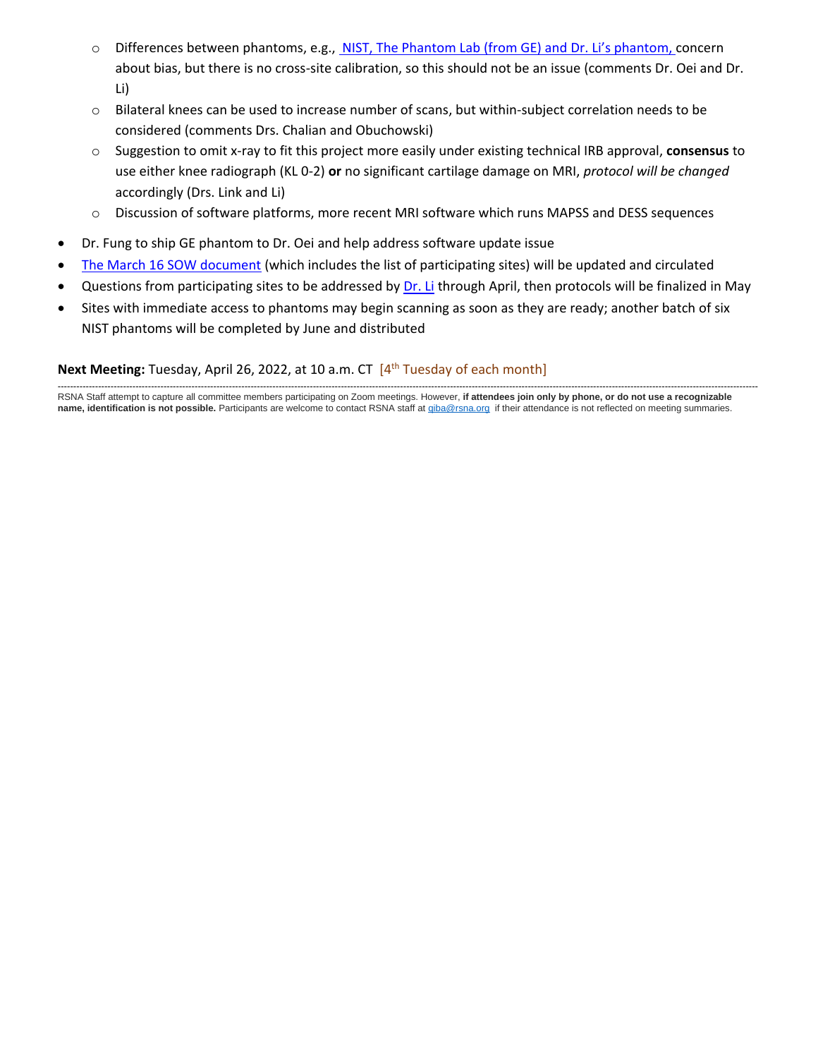- Differences between phantoms, e.g., NIST, The Phantom Lab (from GE) and Dr. Li's phantom, concern about bias, but there is no cross-site calibration, so this should not be an issue (comments Dr. Oei and Dr. Li)
  - Bilateral knees can be used to increase number of scans, but within-subject correlation needs to be considered (comments Drs. Chalian and Obuchowski)
  - Suggestion to omit x-ray to fit this project more easily under existing technical IRB approval, **consensus** to use either knee radiograph (KL 0-2) **or** no significant cartilage damage on MRI, *protocol will be changed* accordingly (Drs. Link and Li)
  - Discussion of software platforms, more recent MRI software which runs MAPSS and DESS sequences

- Dr. Fung to ship GE phantom to Dr. Oei and help address software update issue
- The March 16 SOW document (which includes the list of participating sites) will be updated and circulated
- Questions from participating sites to be addressed by Dr. Li through April, then protocols will be finalized in May
- Sites with immediate access to phantoms may begin scanning as soon as they are ready; another batch of six NIST phantoms will be completed by June and distributed

**Next Meeting:** Tuesday, April 26, 2022, at 10 a.m. CT [4th Tuesday of each month]

---

RSNA Staff attempt to capture all committee members participating on Zoom meetings. However, **if attendees join only by phone, or do not use a recognizable name, identification is not possible.** Participants are welcome to contact RSNA staff at qiba@rsna.org if their attendance is not reflected on meeting summaries.